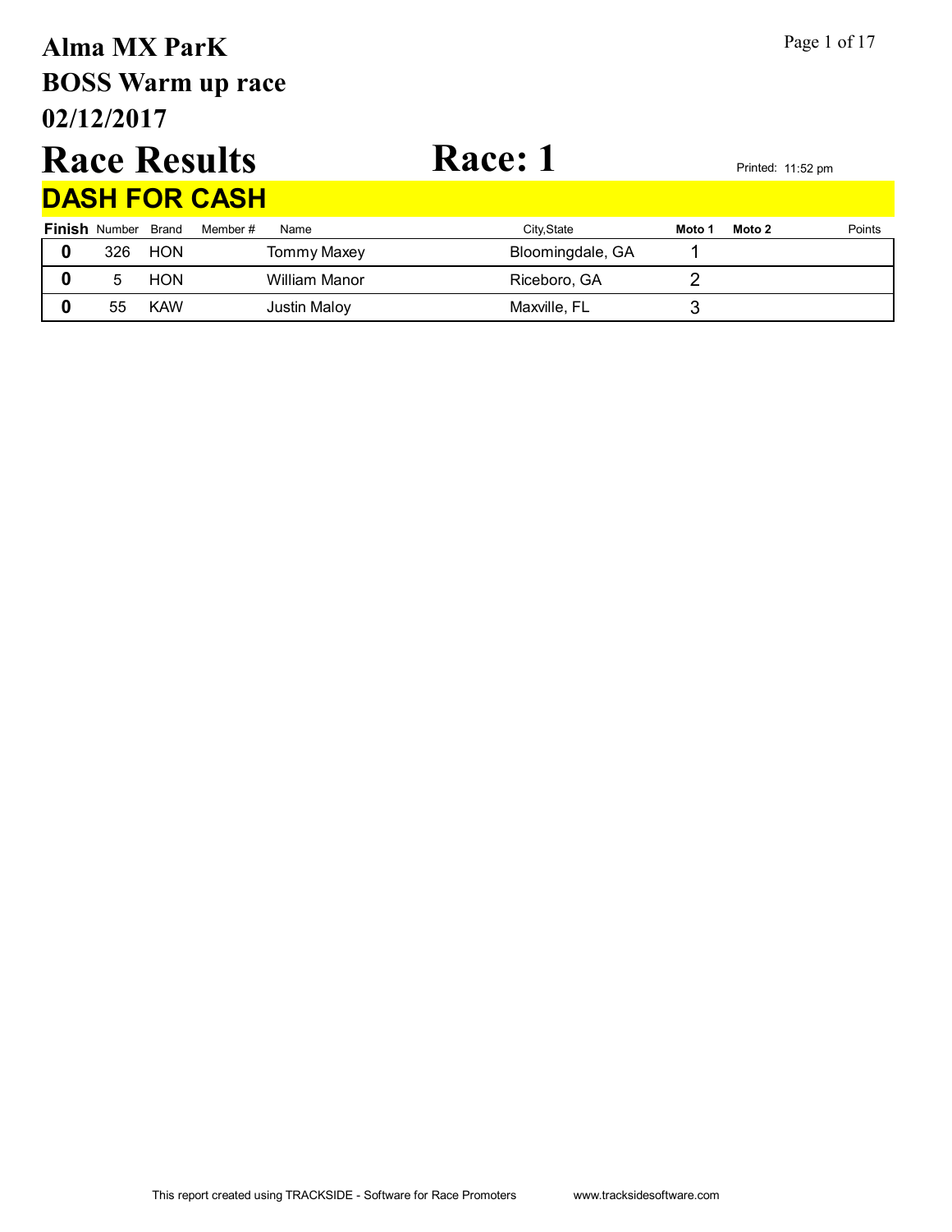# Alma MX ParK
# BOSS Warm up race
# 02/12/2017

# Race Results

# Race: 1

Printed: 11:52 pm

## DASH FOR CASH

| Finish | Number | Brand | Member # | Name | City,State | Moto 1 | Moto 2 | Points |
|---|---|---|---|---|---|---|---|---|
| 0 | 326 | HON | | Tommy Maxey | Bloomingdale, GA | 1 | | |
| 0 | 5 | HON | | William Manor | Riceboro, GA | 2 | | |
| 0 | 55 | KAW | | Justin Maloy | Maxville, FL | 3 | | |

This report created using TRACKSIDE - Software for Race Promoters www.tracksidesoftware.com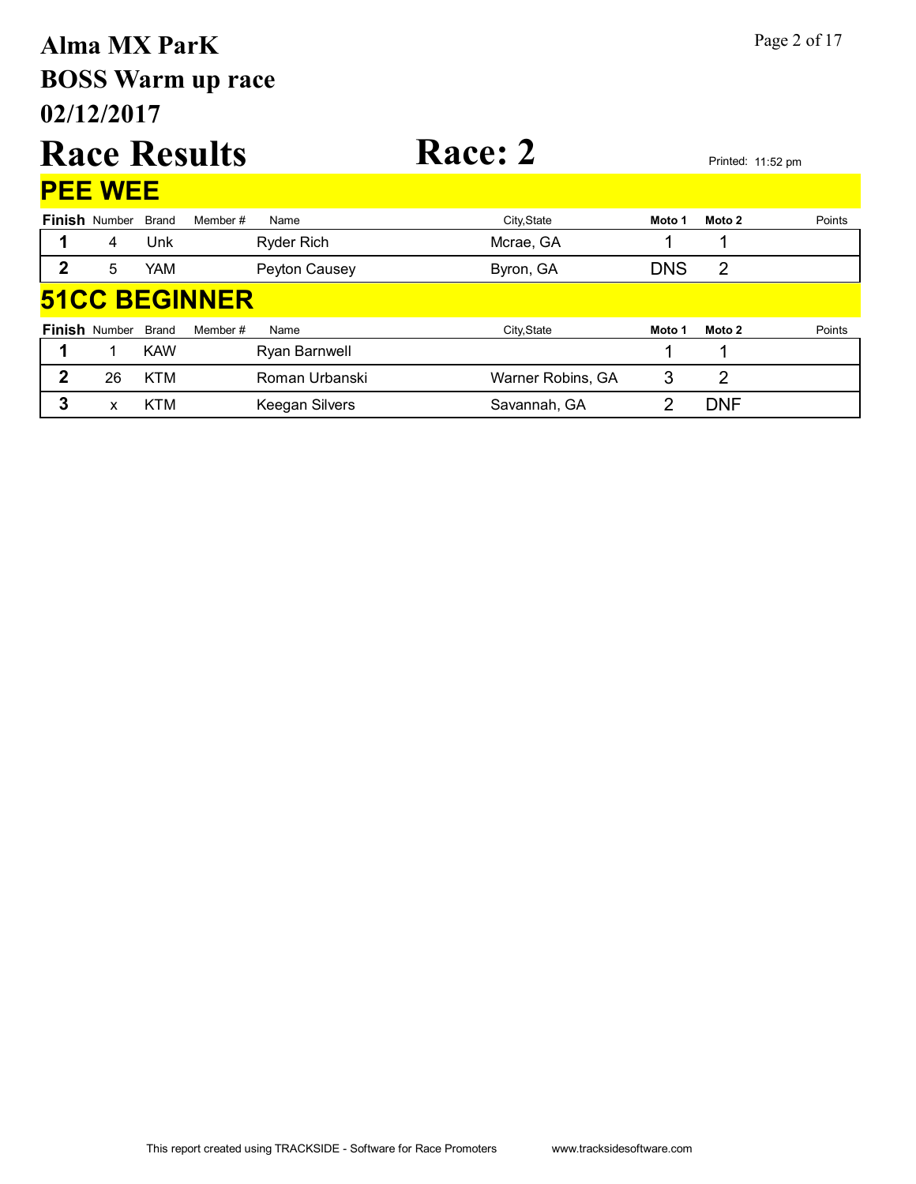# Alma MX ParK
# BOSS Warm up race
# 02/12/2017

# Race Results

# Race: 2

Printed: 11:52 pm

## PEE WEE

| Finish | Number | Brand | Member # | Name | City,State | Moto 1 | Moto 2 | Points |
|---|---|---|---|---|---|---|---|---|
| 1 | 4 | Unk | | Ryder Rich | Mcrae, GA | 1 | 1 | |
| 2 | 5 | YAM | | Peyton Causey | Byron, GA | DNS | 2 | |

## 51CC BEGINNER

| Finish | Number | Brand | Member # | Name | City,State | Moto 1 | Moto 2 | Points |
|---|---|---|---|---|---|---|---|---|
| 1 | 1 | KAW | | Ryan Barnwell | | 1 | 1 | |
| 2 | 26 | KTM | | Roman Urbanski | Warner Robins, GA | 3 | 2 | |
| 3 | x | KTM | | Keegan Silvers | Savannah, GA | 2 | DNF | |

This report created using TRACKSIDE - Software for Race Promoters www.tracksidesoftware.com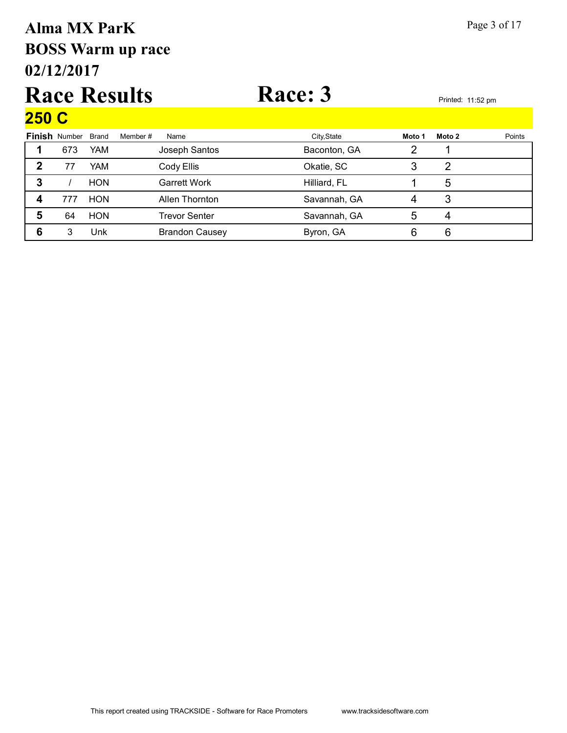# Alma MX ParK

## BOSS Warm up race

## 02/12/2017

# Race Results

# Race: 3

Printed: 11:52 pm

## 250 C

| Finish | Number | Brand | Member # | Name | City,State | Moto 1 | Moto 2 | Points |
|---|---|---|---|---|---|---|---|---|
| 1 | 673 | YAM | | Joseph Santos | Baconton, GA | 2 | 1 | |
| 2 | 77 | YAM | | Cody Ellis | Okatie, SC | 3 | 2 | |
| 3 | / | HON | | Garrett Work | Hilliard, FL | 1 | 5 | |
| 4 | 777 | HON | | Allen Thornton | Savannah, GA | 4 | 3 | |
| 5 | 64 | HON | | Trevor Senter | Savannah, GA | 5 | 4 | |
| 6 | 3 | Unk | | Brandon Causey | Byron, GA | 6 | 6 | |

This report created using TRACKSIDE - Software for Race Promoters www.tracksidesoftware.com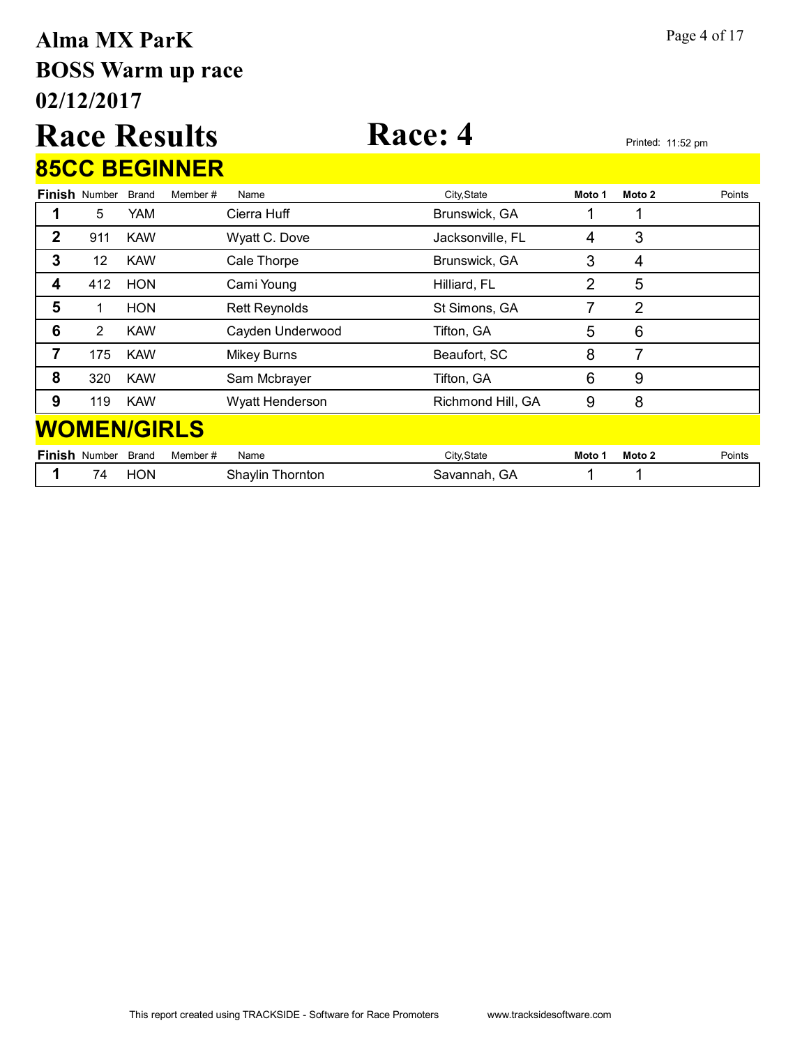# Alma MX ParK
# BOSS Warm up race
# 02/12/2017

# Race Results

# Race: 4

Printed: 11:52 pm

## 85CC BEGINNER

| Finish | Number | Brand | Member # | Name | City,State | Moto 1 | Moto 2 | Points |
|---|---|---|---|---|---|---|---|---|
| 1 | 5 | YAM | | Cierra Huff | Brunswick, GA | 1 | 1 | |
| 2 | 911 | KAW | | Wyatt C. Dove | Jacksonville, FL | 4 | 3 | |
| 3 | 12 | KAW | | Cale Thorpe | Brunswick, GA | 3 | 4 | |
| 4 | 412 | HON | | Cami Young | Hilliard, FL | 2 | 5 | |
| 5 | 1 | HON | | Rett Reynolds | St Simons, GA | 7 | 2 | |
| 6 | 2 | KAW | | Cayden Underwood | Tifton, GA | 5 | 6 | |
| 7 | 175 | KAW | | Mikey Burns | Beaufort, SC | 8 | 7 | |
| 8 | 320 | KAW | | Sam Mcbrayer | Tifton, GA | 6 | 9 | |
| 9 | 119 | KAW | | Wyatt Henderson | Richmond Hill, GA | 9 | 8 | |

## WOMEN/GIRLS

| Finish | Number | Brand | Member # | Name | City,State | Moto 1 | Moto 2 | Points |
|---|---|---|---|---|---|---|---|---|
| 1 | 74 | HON | | Shaylin Thornton | Savannah, GA | 1 | 1 | |

This report created using TRACKSIDE - Software for Race Promoters www.tracksidesoftware.com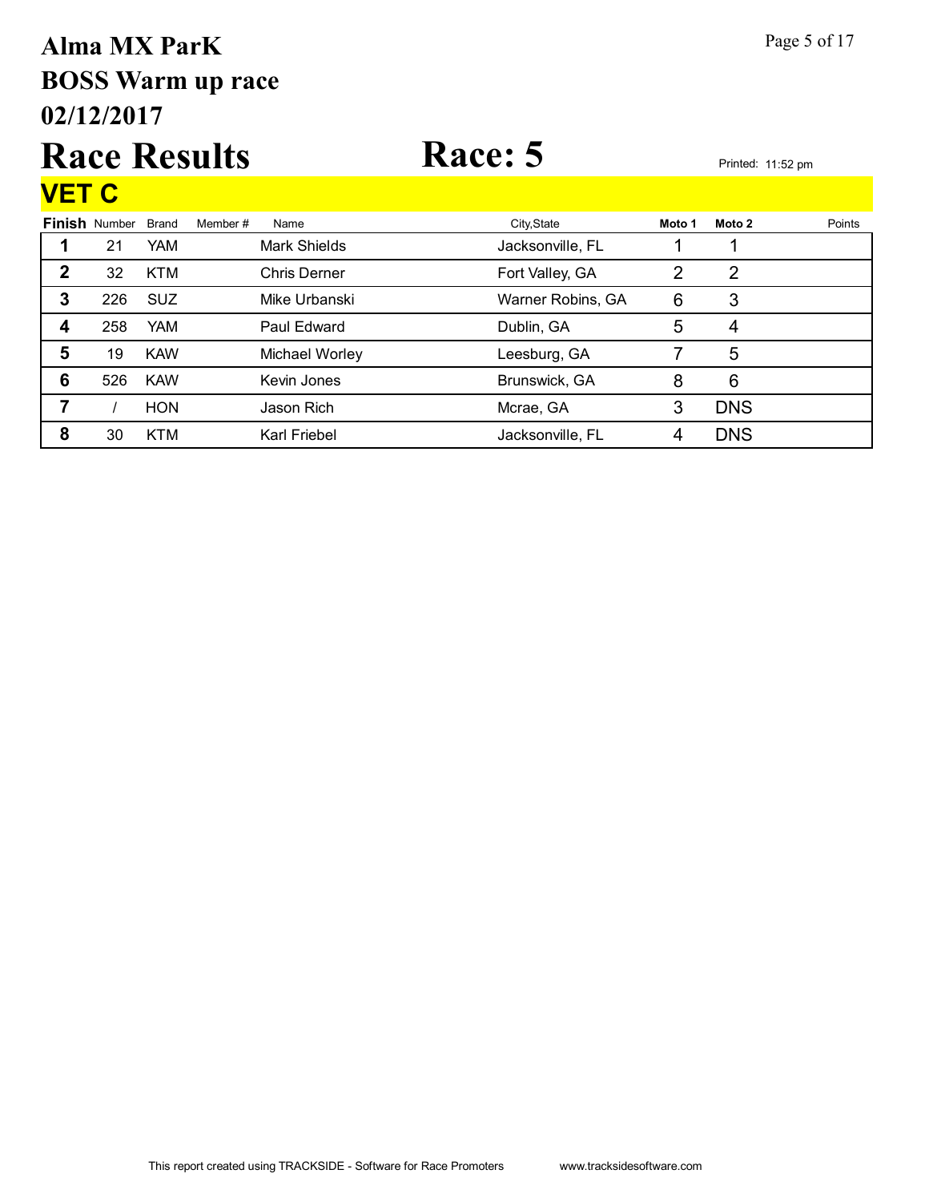# Alma MX ParK
# BOSS Warm up race
# 02/12/2017

# Race Results

# Race: 5

Printed: 11:52 pm

## VET C

| Finish | Number | Brand | Member # | Name | City,State | Moto 1 | Moto 2 | Points |
|---|---|---|---|---|---|---|---|---|
| 1 | 21 | YAM | | Mark Shields | Jacksonville, FL | 1 | 1 | |
| 2 | 32 | KTM | | Chris Derner | Fort Valley, GA | 2 | 2 | |
| 3 | 226 | SUZ | | Mike Urbanski | Warner Robins, GA | 6 | 3 | |
| 4 | 258 | YAM | | Paul Edward | Dublin, GA | 5 | 4 | |
| 5 | 19 | KAW | | Michael Worley | Leesburg, GA | 7 | 5 | |
| 6 | 526 | KAW | | Kevin Jones | Brunswick, GA | 8 | 6 | |
| 7 | / | HON | | Jason Rich | Mcrae, GA | 3 | DNS | |
| 8 | 30 | KTM | | Karl Friebel | Jacksonville, FL | 4 | DNS | |

This report created using TRACKSIDE - Software for Race Promoters www.tracksidesoftware.com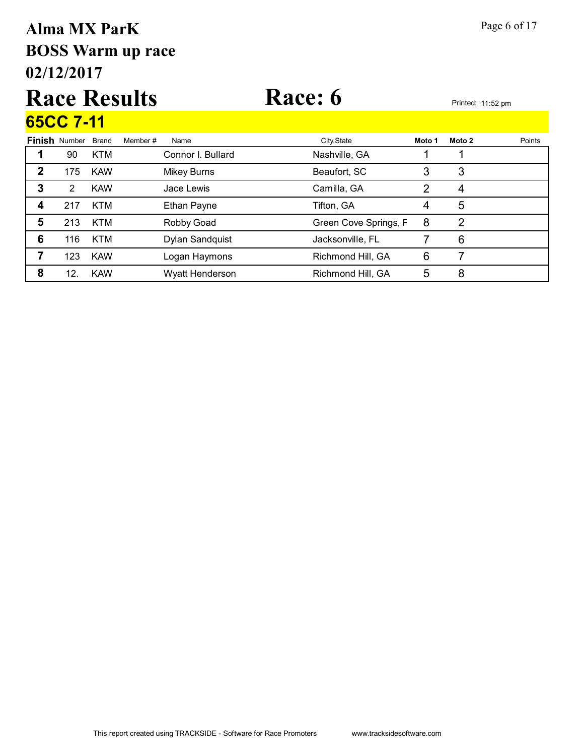# Alma MX ParK
## BOSS Warm up race
## 02/12/2017

# Race Results

# Race: 6

Printed: 11:52 pm

## 65CC 7-11

| Finish | Number | Brand | Member # | Name | City,State | Moto 1 | Moto 2 | Points |
|---|---|---|---|---|---|---|---|---|
| 1 | 90 | KTM | | Connor I. Bullard | Nashville, GA | 1 | 1 | |
| 2 | 175 | KAW | | Mikey Burns | Beaufort, SC | 3 | 3 | |
| 3 | 2 | KAW | | Jace Lewis | Camilla, GA | 2 | 4 | |
| 4 | 217 | KTM | | Ethan Payne | Tifton, GA | 4 | 5 | |
| 5 | 213 | KTM | | Robby Goad | Green Cove Springs, F | 8 | 2 | |
| 6 | 116 | KTM | | Dylan Sandquist | Jacksonville, FL | 7 | 6 | |
| 7 | 123 | KAW | | Logan Haymons | Richmond Hill, GA | 6 | 7 | |
| 8 | 12. | KAW | | Wyatt Henderson | Richmond Hill, GA | 5 | 8 | |

This report created using TRACKSIDE - Software for Race Promoters www.tracksidesoftware.com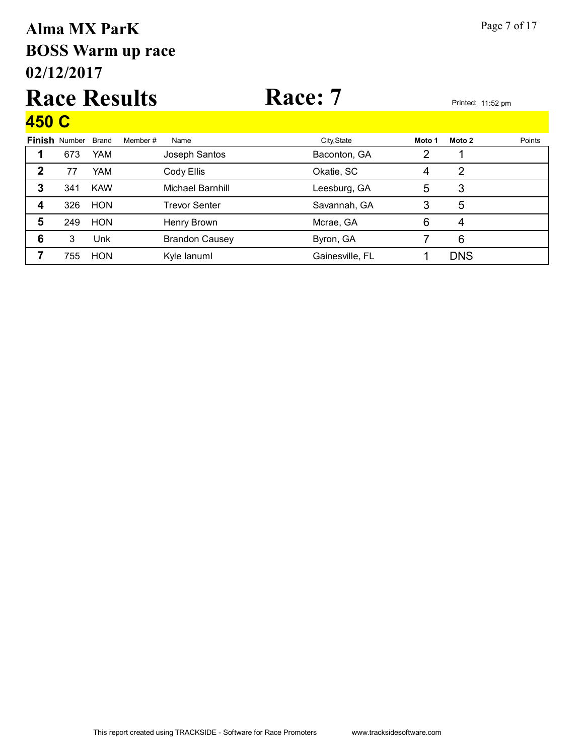# Alma MX ParK
# BOSS Warm up race
# 02/12/2017

# Race Results

# Race: 7

Printed: 11:52 pm

## 450 C

| Finish | Number | Brand | Member # | Name | City,State | Moto 1 | Moto 2 | Points |
|---|---|---|---|---|---|---|---|---|
| 1 | 673 | YAM | | Joseph Santos | Baconton, GA | 2 | 1 | |
| 2 | 77 | YAM | | Cody Ellis | Okatie, SC | 4 | 2 | |
| 3 | 341 | KAW | | Michael Barnhill | Leesburg, GA | 5 | 3 | |
| 4 | 326 | HON | | Trevor Senter | Savannah, GA | 3 | 5 | |
| 5 | 249 | HON | | Henry Brown | Mcrae, GA | 6 | 4 | |
| 6 | 3 | Unk | | Brandon Causey | Byron, GA | 7 | 6 | |
| 7 | 755 | HON | | Kyle Ianuml | Gainesville, FL | 1 | DNS | |

This report created using TRACKSIDE - Software for Race Promoters www.tracksidesoftware.com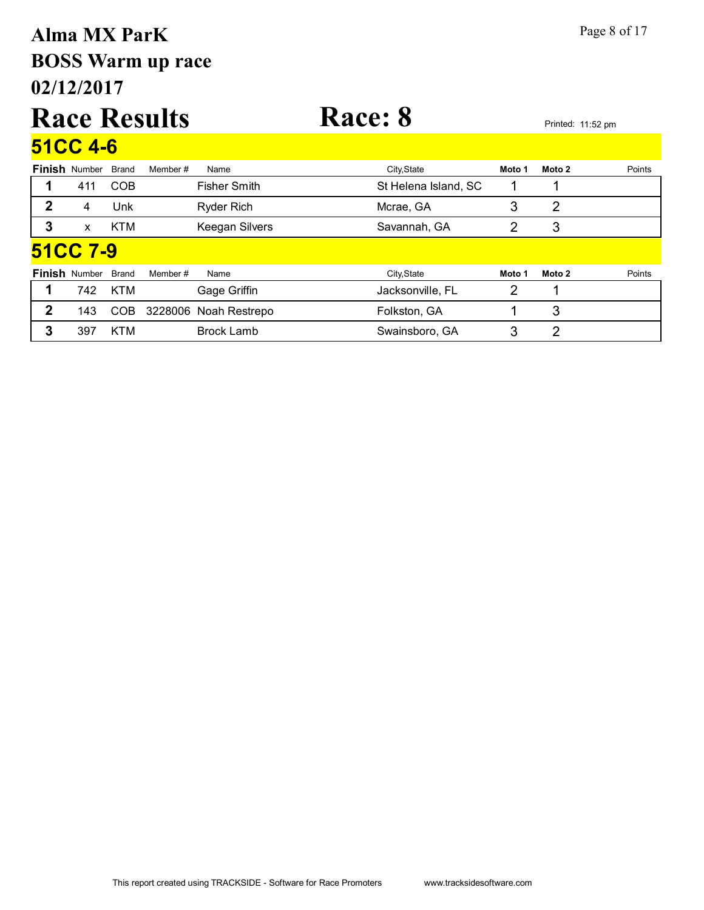# Alma MX ParK
# BOSS Warm up race
# 02/12/2017

# Race Results

# Race: 8

Printed: 11:52 pm

## 51CC 4-6

| Finish | Number | Brand | Member # | Name | City,State | Moto 1 | Moto 2 | Points |
|---|---|---|---|---|---|---|---|---|
| 1 | 411 | COB | | Fisher Smith | St Helena Island, SC | 1 | 1 | |
| 2 | 4 | Unk | | Ryder Rich | Mcrae, GA | 3 | 2 | |
| 3 | x | KTM | | Keegan Silvers | Savannah, GA | 2 | 3 | |

## 51CC 7-9

| Finish | Number | Brand | Member # | Name | City,State | Moto 1 | Moto 2 | Points |
|---|---|---|---|---|---|---|---|---|
| 1 | 742 | KTM | | Gage Griffin | Jacksonville, FL | 2 | 1 | |
| 2 | 143 | COB | 3228006 | Noah Restrepo | Folkston, GA | 1 | 3 | |
| 3 | 397 | KTM | | Brock Lamb | Swainsboro, GA | 3 | 2 | |

This report created using TRACKSIDE - Software for Race Promoters www.tracksidesoftware.com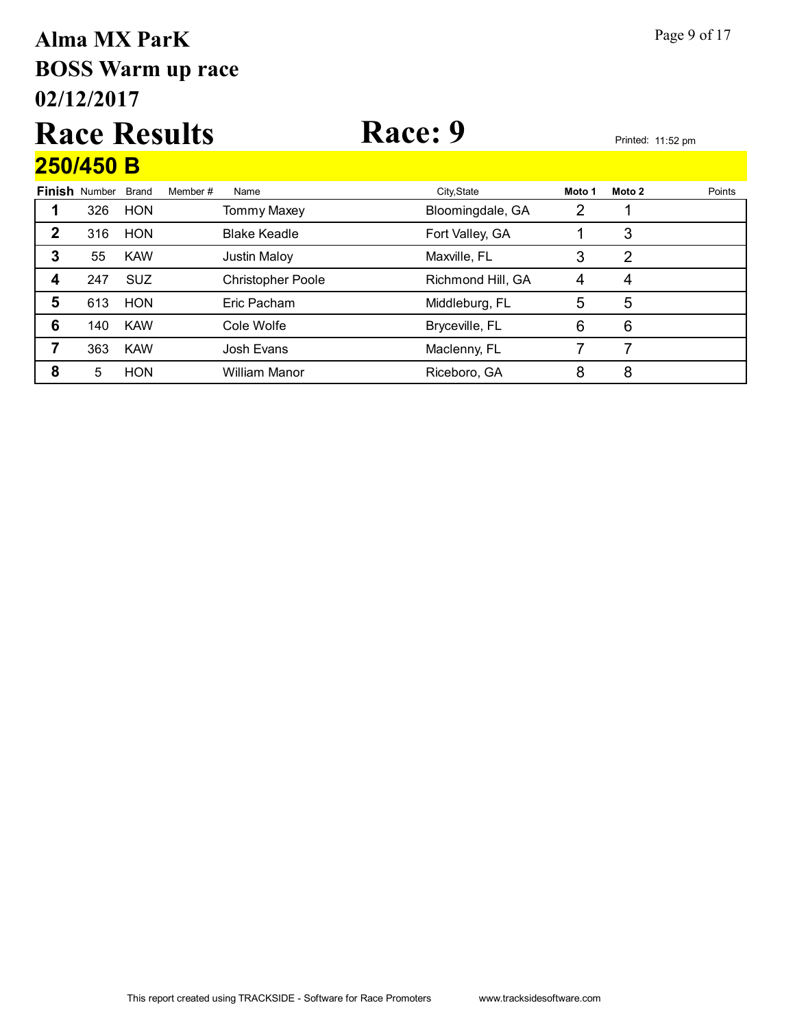# Alma MX ParK

## BOSS Warm up race

## 02/12/2017

# Race Results

# Race: 9

Printed: 11:52 pm

## 250/450 B

| Finish | Number | Brand | Member # | Name | City,State | Moto 1 | Moto 2 | Points |
|---|---|---|---|---|---|---|---|---|
| 1 | 326 | HON | | Tommy Maxey | Bloomingdale, GA | 2 | 1 | |
| 2 | 316 | HON | | Blake Keadle | Fort Valley, GA | 1 | 3 | |
| 3 | 55 | KAW | | Justin Maloy | Maxville, FL | 3 | 2 | |
| 4 | 247 | SUZ | | Christopher Poole | Richmond Hill, GA | 4 | 4 | |
| 5 | 613 | HON | | Eric Pacham | Middleburg, FL | 5 | 5 | |
| 6 | 140 | KAW | | Cole Wolfe | Bryceville, FL | 6 | 6 | |
| 7 | 363 | KAW | | Josh Evans | Maclenny, FL | 7 | 7 | |
| 8 | 5 | HON | | William Manor | Riceboro, GA | 8 | 8 | |

This report created using TRACKSIDE - Software for Race Promoters www.tracksidesoftware.com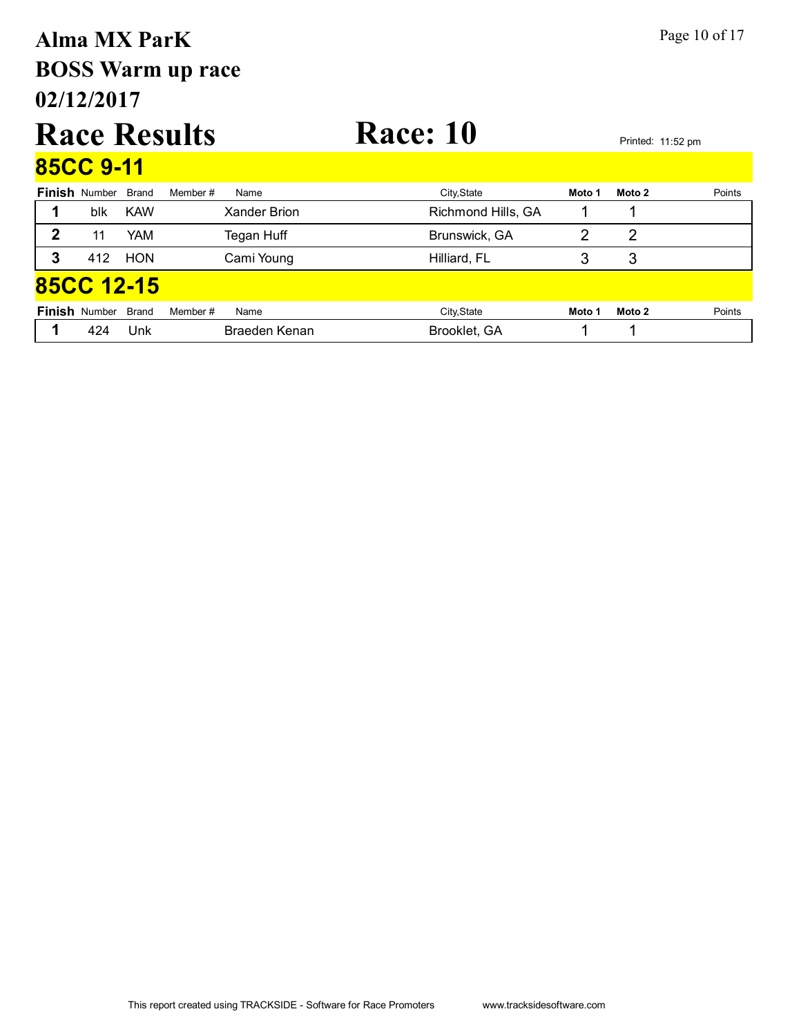# Alma MX ParK
## BOSS Warm up race
## 02/12/2017

# Race Results

# Race: 10

Printed: 11:52 pm

## 85CC 9-11

| Finish | Number | Brand | Member # | Name | City,State | Moto 1 | Moto 2 | Points |
|---|---|---|---|---|---|---|---|---|
| 1 | blk | KAW | | Xander Brion | Richmond Hills, GA | 1 | 1 | |
| 2 | 11 | YAM | | Tegan Huff | Brunswick, GA | 2 | 2 | |
| 3 | 412 | HON | | Cami Young | Hilliard, FL | 3 | 3 | |

## 85CC 12-15

| Finish | Number | Brand | Member # | Name | City,State | Moto 1 | Moto 2 | Points |
|---|---|---|---|---|---|---|---|---|
| 1 | 424 | Unk | | Braeden Kenan | Brooklet, GA | 1 | 1 | |

This report created using TRACKSIDE - Software for Race Promoters www.tracksidesoftware.com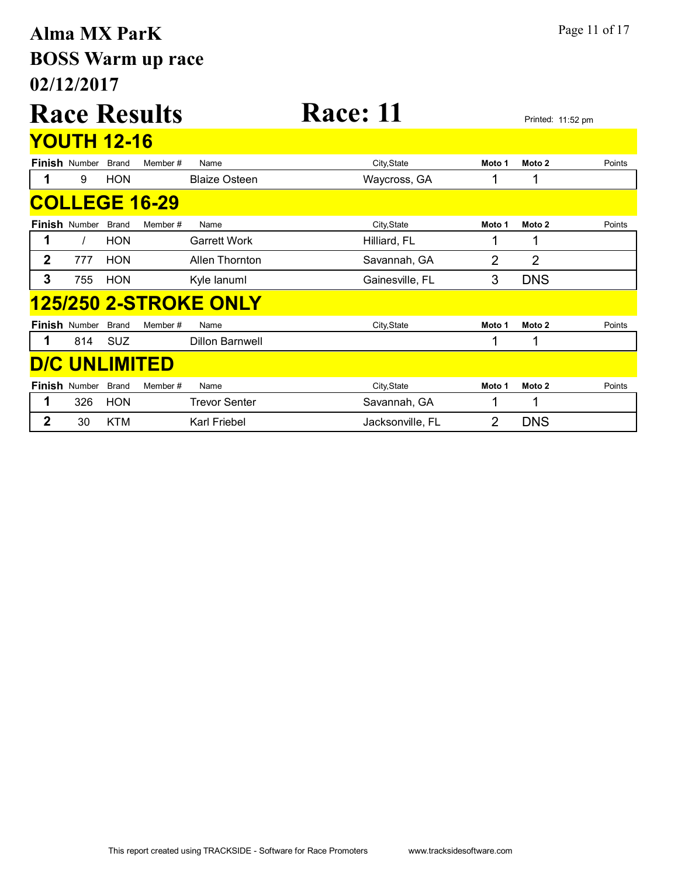# Alma MX ParK
## BOSS Warm up race
## 02/12/2017

# Race Results

# Race: 11

Printed: 11:52 pm

## YOUTH 12-16

| Finish | Number | Brand | Member # | Name | City,State | Moto 1 | Moto 2 | Points |
|---|---|---|---|---|---|---|---|---|
| 1 | 9 | HON | | Blaize Osteen | Waycross, GA | 1 | 1 | |

## COLLEGE 16-29

| Finish | Number | Brand | Member # | Name | City,State | Moto 1 | Moto 2 | Points |
|---|---|---|---|---|---|---|---|---|
| 1 | / | HON | | Garrett Work | Hilliard, FL | 1 | 1 | |
| 2 | 777 | HON | | Allen Thornton | Savannah, GA | 2 | 2 | |
| 3 | 755 | HON | | Kyle Ianuml | Gainesville, FL | 3 | DNS | |

## 125/250 2-STROKE ONLY

| Finish | Number | Brand | Member # | Name | City,State | Moto 1 | Moto 2 | Points |
|---|---|---|---|---|---|---|---|---|
| 1 | 814 | SUZ | | Dillon Barnwell | | 1 | 1 | |

## D/C UNLIMITED

| Finish | Number | Brand | Member # | Name | City,State | Moto 1 | Moto 2 | Points |
|---|---|---|---|---|---|---|---|---|
| 1 | 326 | HON | | Trevor Senter | Savannah, GA | 1 | 1 | |
| 2 | 30 | KTM | | Karl Friebel | Jacksonville, FL | 2 | DNS | |

This report created using TRACKSIDE - Software for Race Promoters www.tracksidesoftware.com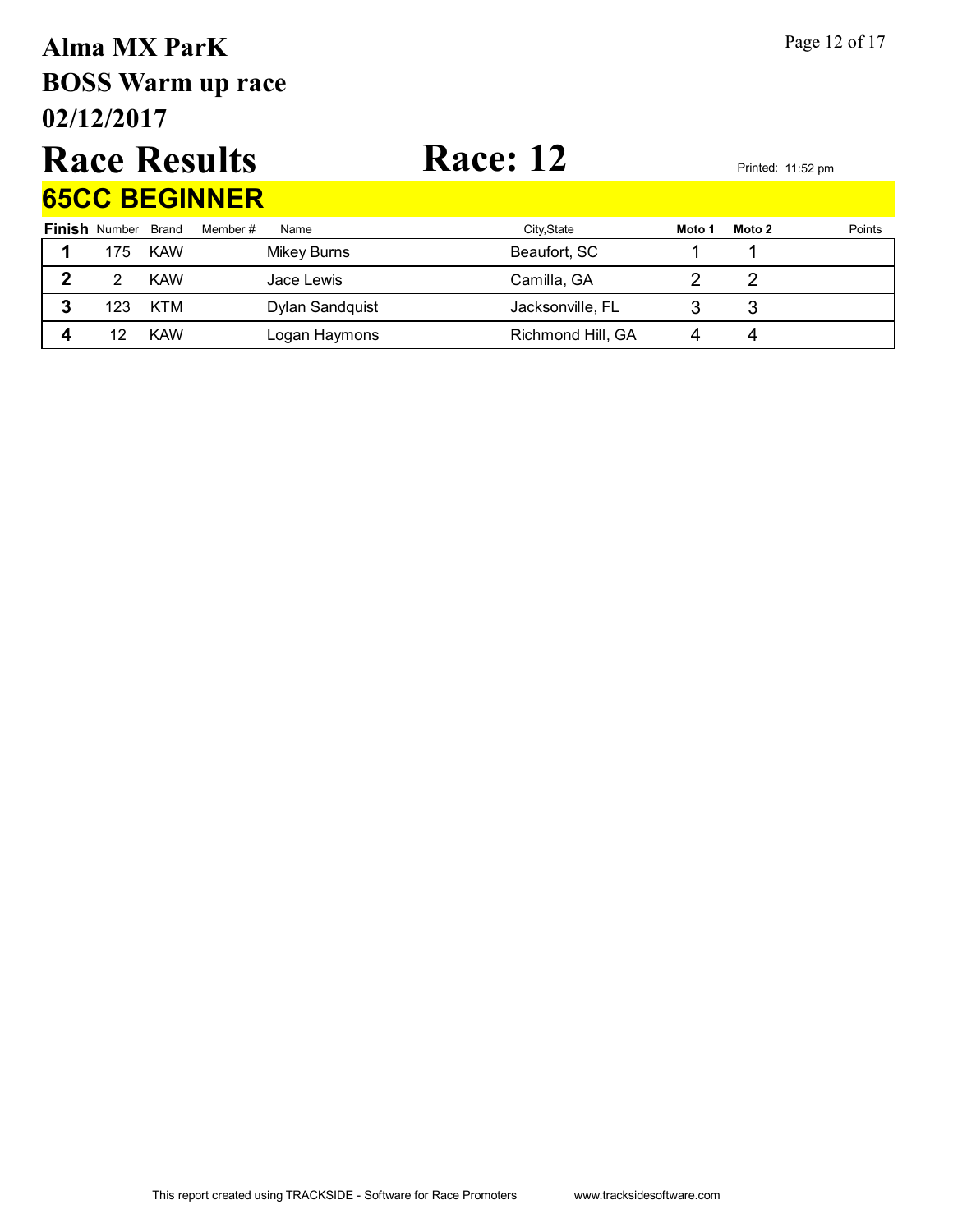# Alma MX ParK

## BOSS Warm up race

## 02/12/2017

# Race Results

# Race: 12

Printed: 11:52 pm

## 65CC BEGINNER

| Finish | Number | Brand | Member # | Name | City,State | Moto 1 | Moto 2 | Points |
|---|---|---|---|---|---|---|---|---|
| 1 | 175 | KAW | | Mikey Burns | Beaufort, SC | 1 | 1 | |
| 2 | 2 | KAW | | Jace Lewis | Camilla, GA | 2 | 2 | |
| 3 | 123 | KTM | | Dylan Sandquist | Jacksonville, FL | 3 | 3 | |
| 4 | 12 | KAW | | Logan Haymons | Richmond Hill, GA | 4 | 4 | |

This report created using TRACKSIDE - Software for Race Promoters www.tracksidesoftware.com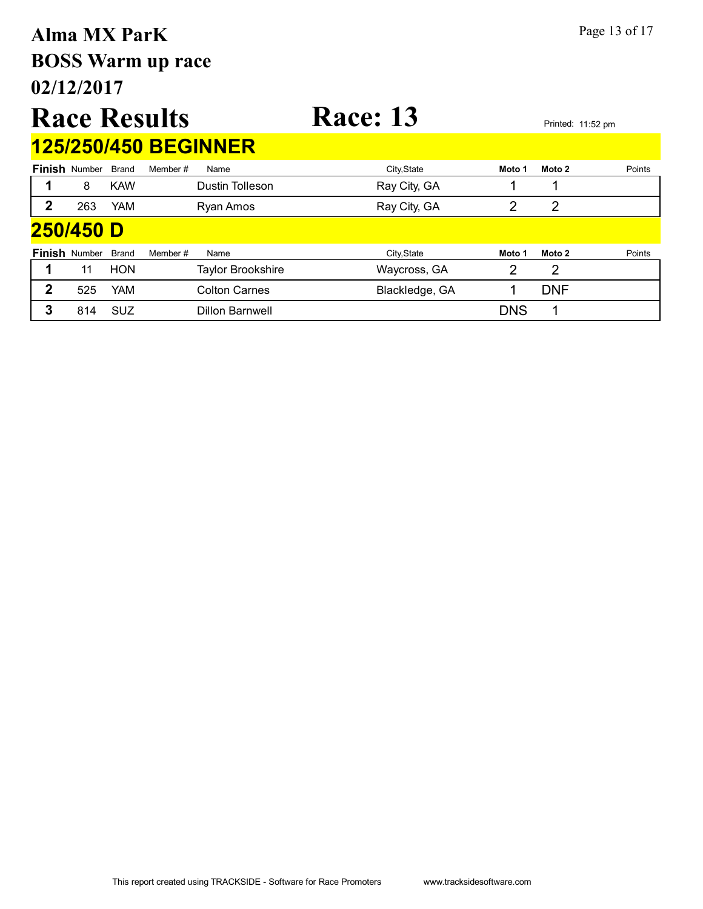# Alma MX ParK
# BOSS Warm up race
# 02/12/2017

# Race Results

# Race: 13

Printed: 11:52 pm

## 125/250/450 BEGINNER

| Finish | Number | Brand | Member # | Name | City,State | Moto 1 | Moto 2 | Points |
|---|---|---|---|---|---|---|---|---|
| 1 | 8 | KAW | | Dustin Tolleson | Ray City, GA | 1 | 1 | |
| 2 | 263 | YAM | | Ryan Amos | Ray City, GA | 2 | 2 | |

## 250/450 D

| Finish | Number | Brand | Member # | Name | City,State | Moto 1 | Moto 2 | Points |
|---|---|---|---|---|---|---|---|---|
| 1 | 11 | HON | | Taylor Brookshire | Waycross, GA | 2 | 2 | |
| 2 | 525 | YAM | | Colton Carnes | Blackledge, GA | 1 | DNF | |
| 3 | 814 | SUZ | | Dillon Barnwell | | DNS | 1 | |

This report created using TRACKSIDE - Software for Race Promoters www.tracksidesoftware.com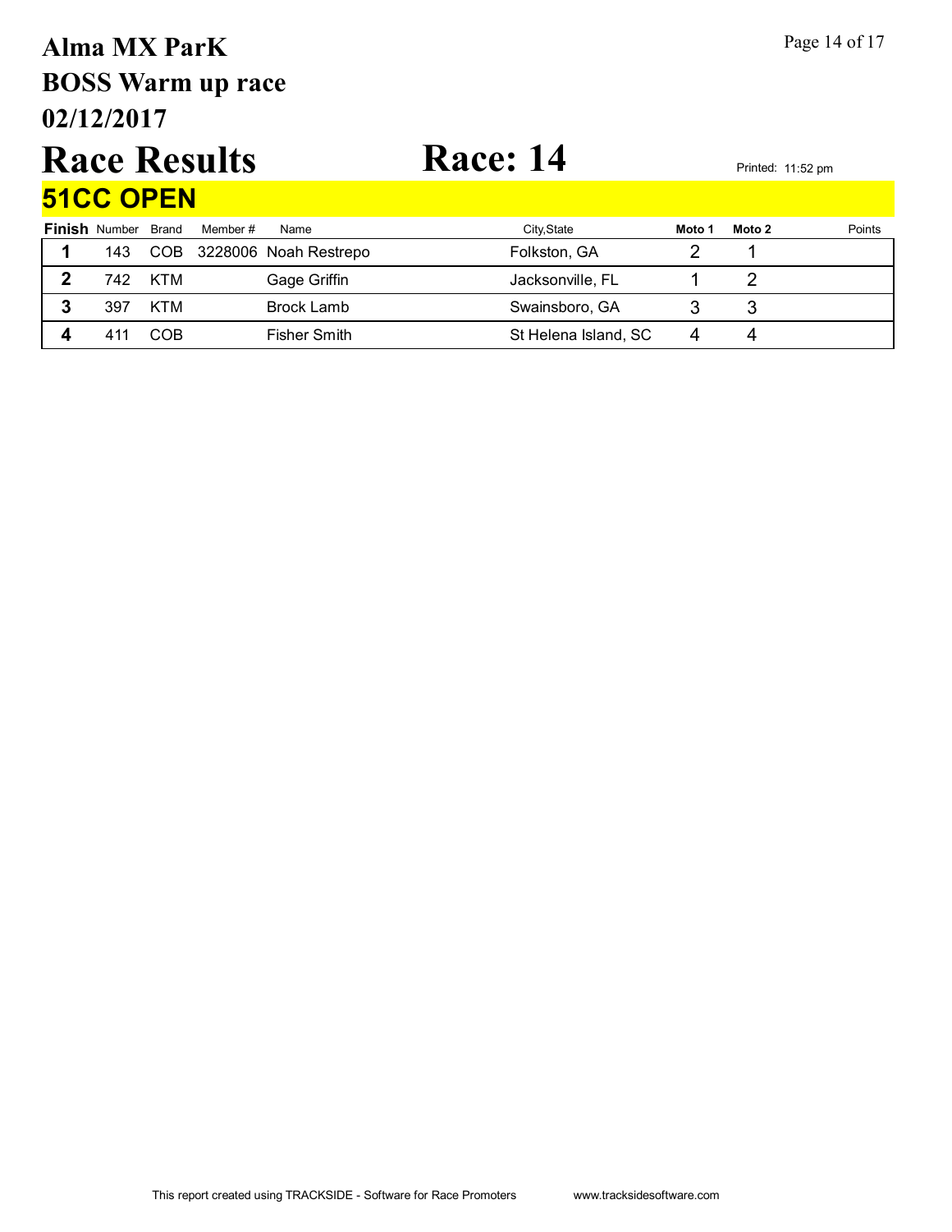# Alma MX ParK

## BOSS Warm up race

## 02/12/2017

# Race Results

# Race: 14

Printed: 11:52 pm

## 51CC OPEN

| Finish | Number | Brand | Member # | Name | City,State | Moto 1 | Moto 2 | Points |
|---|---|---|---|---|---|---|---|---|
| 1 | 143 | COB | 3228006 | Noah Restrepo | Folkston, GA | 2 | 1 | |
| 2 | 742 | KTM | | Gage Griffin | Jacksonville, FL | 1 | 2 | |
| 3 | 397 | KTM | | Brock Lamb | Swainsboro, GA | 3 | 3 | |
| 4 | 411 | COB | | Fisher Smith | St Helena Island, SC | 4 | 4 | |

This report created using TRACKSIDE - Software for Race Promoters www.tracksidesoftware.com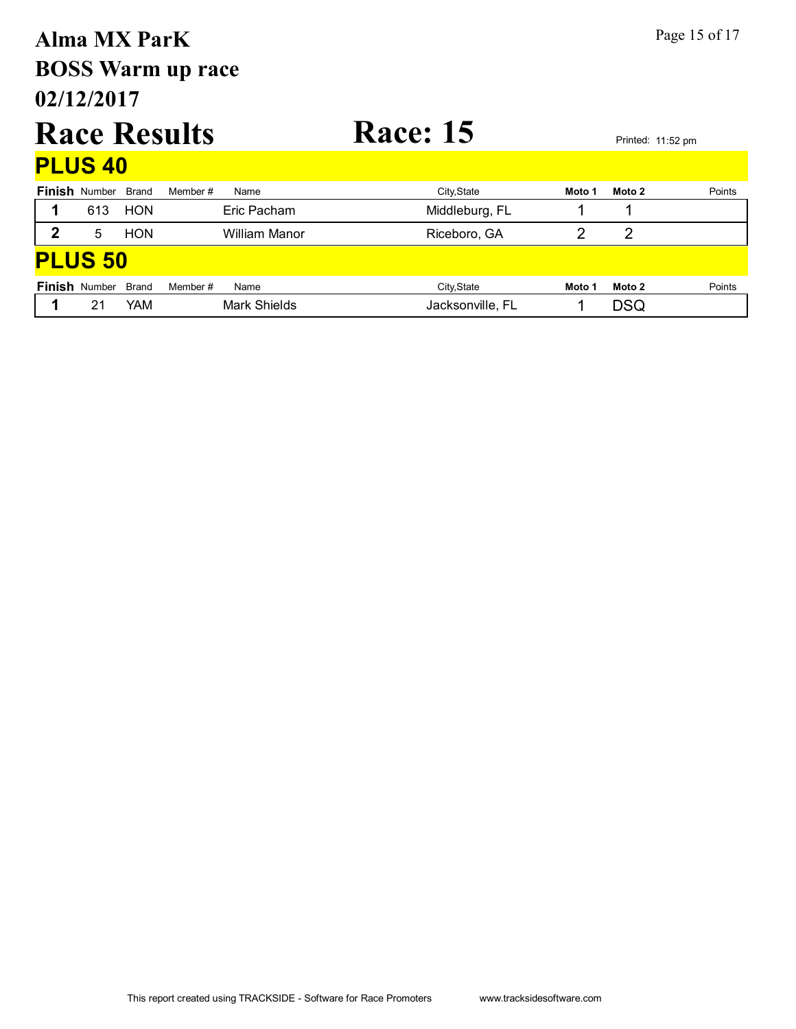# Alma MX ParK
# BOSS Warm up race
# 02/12/2017

# Race Results

# Race: 15

Printed: 11:52 pm

## PLUS 40

| Finish | Number | Brand | Member # | Name | City,State | Moto 1 | Moto 2 | Points |
|---|---|---|---|---|---|---|---|---|
| 1 | 613 | HON | | Eric Pacham | Middleburg, FL | 1 | 1 | |
| 2 | 5 | HON | | William Manor | Riceboro, GA | 2 | 2 | |

## PLUS 50

| Finish | Number | Brand | Member # | Name | City,State | Moto 1 | Moto 2 | Points |
|---|---|---|---|---|---|---|---|---|
| 1 | 21 | YAM | | Mark Shields | Jacksonville, FL | 1 | DSQ | |

This report created using TRACKSIDE - Software for Race Promoters www.tracksidesoftware.com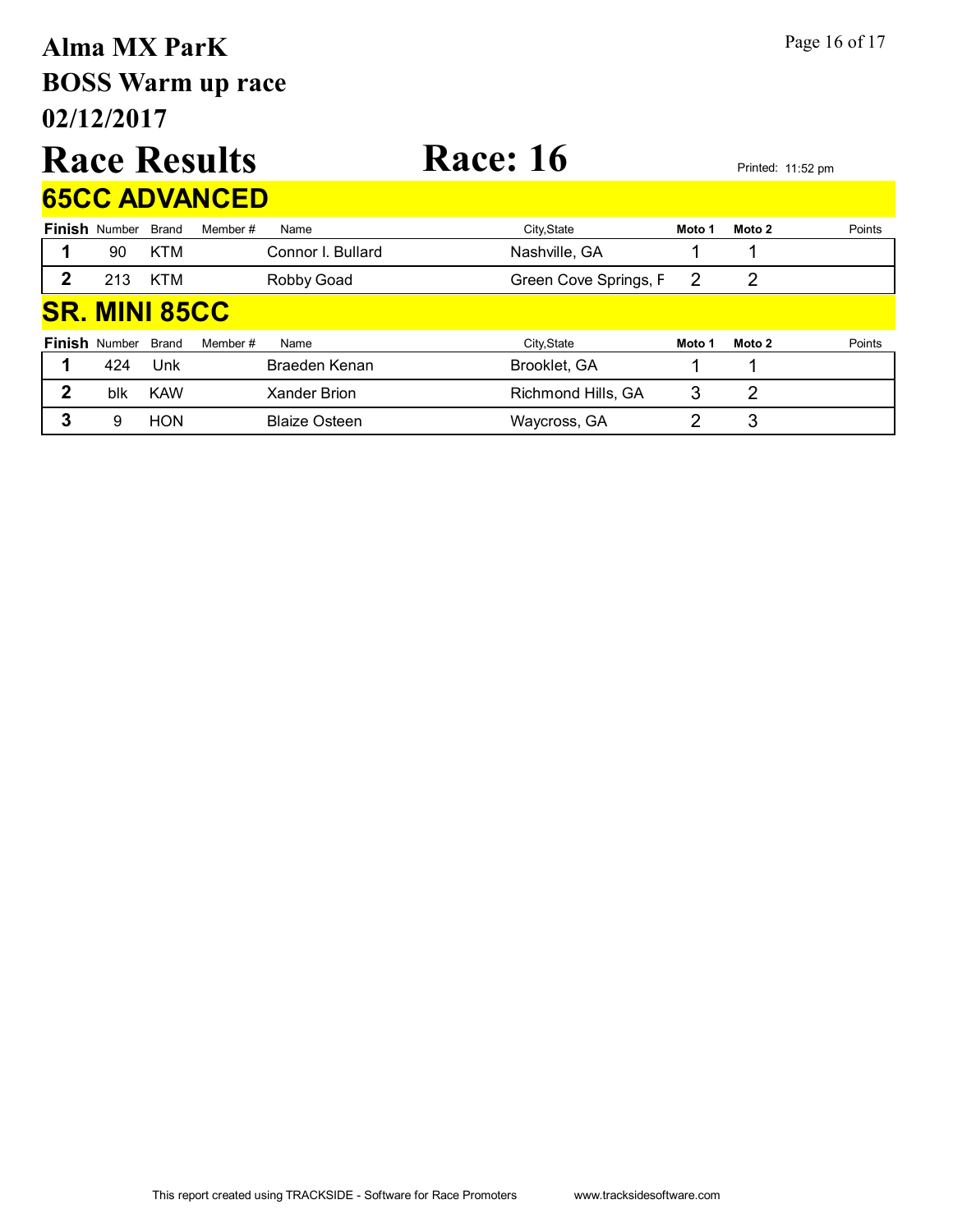# Alma MX ParK
# BOSS Warm up race
# 02/12/2017

# Race Results

# Race: 16

Printed: 11:52 pm

## 65CC ADVANCED

| Finish | Number | Brand | Member # | Name | City,State | Moto 1 | Moto 2 | Points |
|---|---|---|---|---|---|---|---|---|
| 1 | 90 | KTM | | Connor I. Bullard | Nashville, GA | 1 | 1 | |
| 2 | 213 | KTM | | Robby Goad | Green Cove Springs, F | 2 | 2 | |

## SR. MINI 85CC

| Finish | Number | Brand | Member # | Name | City,State | Moto 1 | Moto 2 | Points |
|---|---|---|---|---|---|---|---|---|
| 1 | 424 | Unk | | Braeden Kenan | Brooklet, GA | 1 | 1 | |
| 2 | blk | KAW | | Xander Brion | Richmond Hills, GA | 3 | 2 | |
| 3 | 9 | HON | | Blaize Osteen | Waycross, GA | 2 | 3 | |

This report created using TRACKSIDE - Software for Race Promoters www.tracksidesoftware.com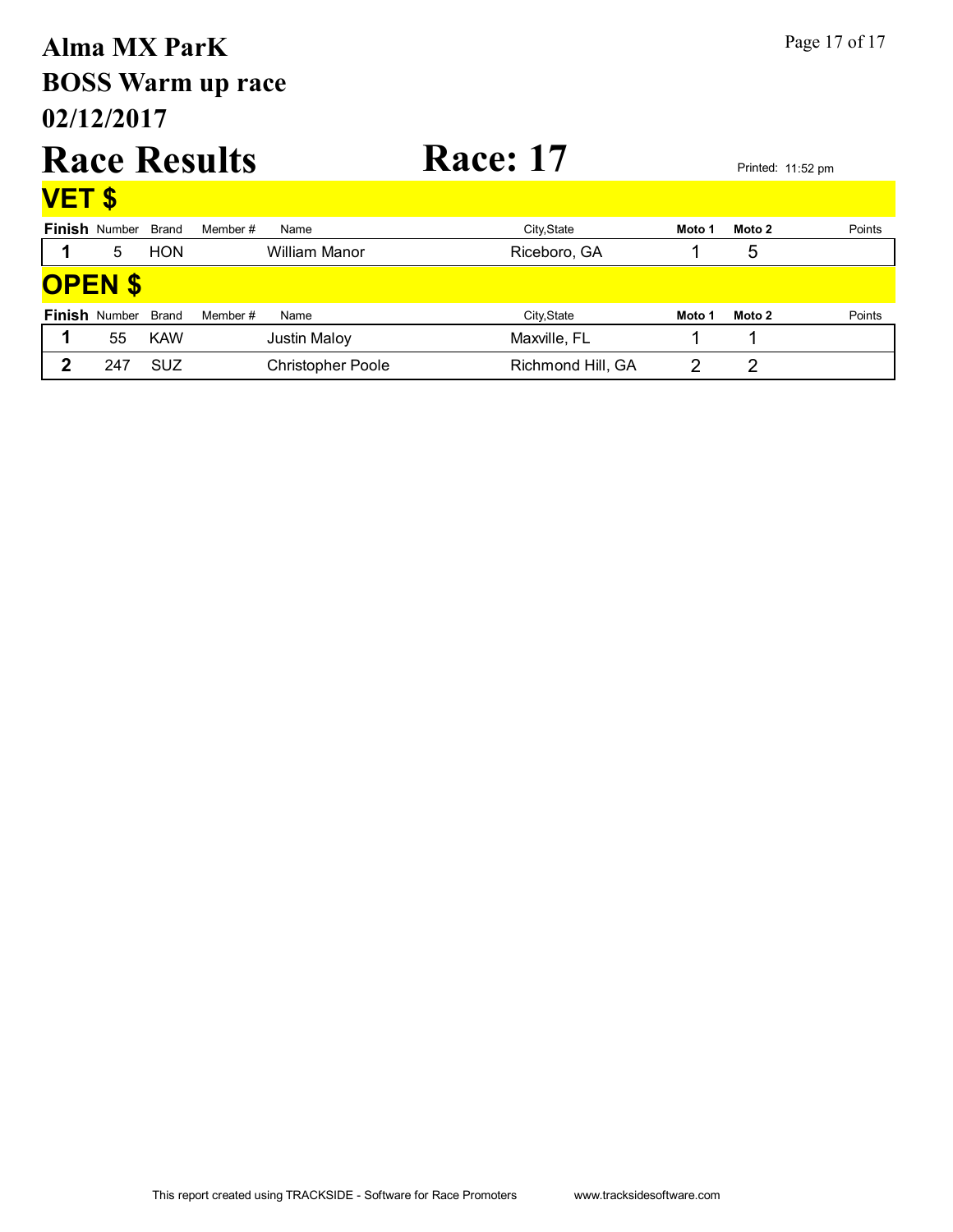# Alma MX ParK
# BOSS Warm up race
# 02/12/2017

# Race Results

## Race: 17

Printed: 11:52 pm

## VET $

| Finish | Number | Brand | Member # | Name | City,State | Moto 1 | Moto 2 | Points |
|---|---|---|---|---|---|---|---|---|
| 1 | 5 | HON | | William Manor | Riceboro, GA | 1 | 5 | |

## OPEN $

| Finish | Number | Brand | Member # | Name | City,State | Moto 1 | Moto 2 | Points |
|---|---|---|---|---|---|---|---|---|
| 1 | 55 | KAW | | Justin Maloy | Maxville, FL | 1 | 1 | |
| 2 | 247 | SUZ | | Christopher Poole | Richmond Hill, GA | 2 | 2 | |

This report created using TRACKSIDE - Software for Race Promoters www.tracksidesoftware.com